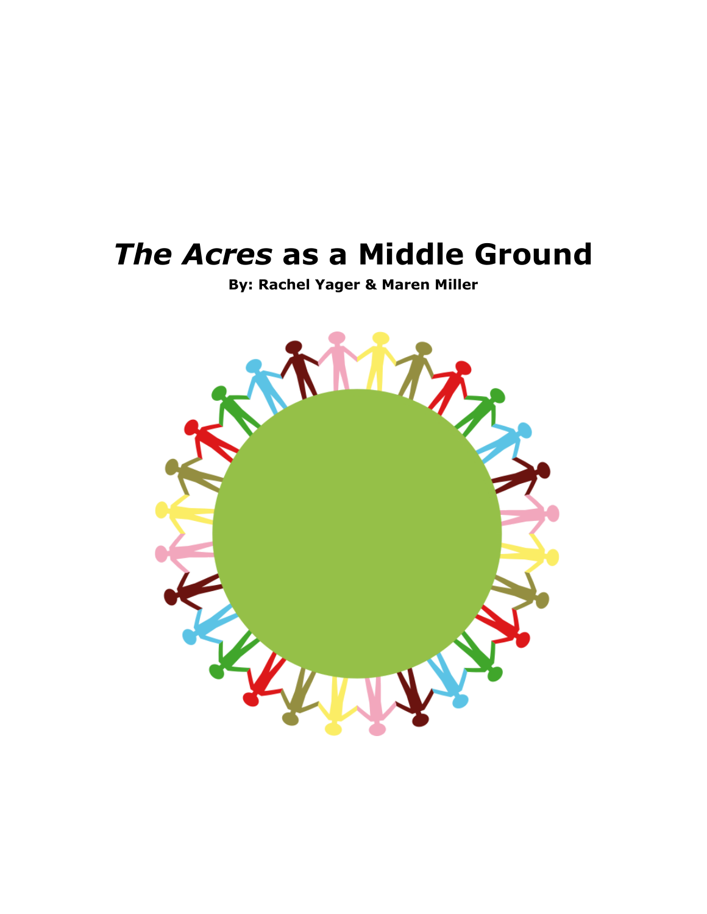# *The Acres* as a Middle Ground

**By: Rachel Yager & Maren Miller**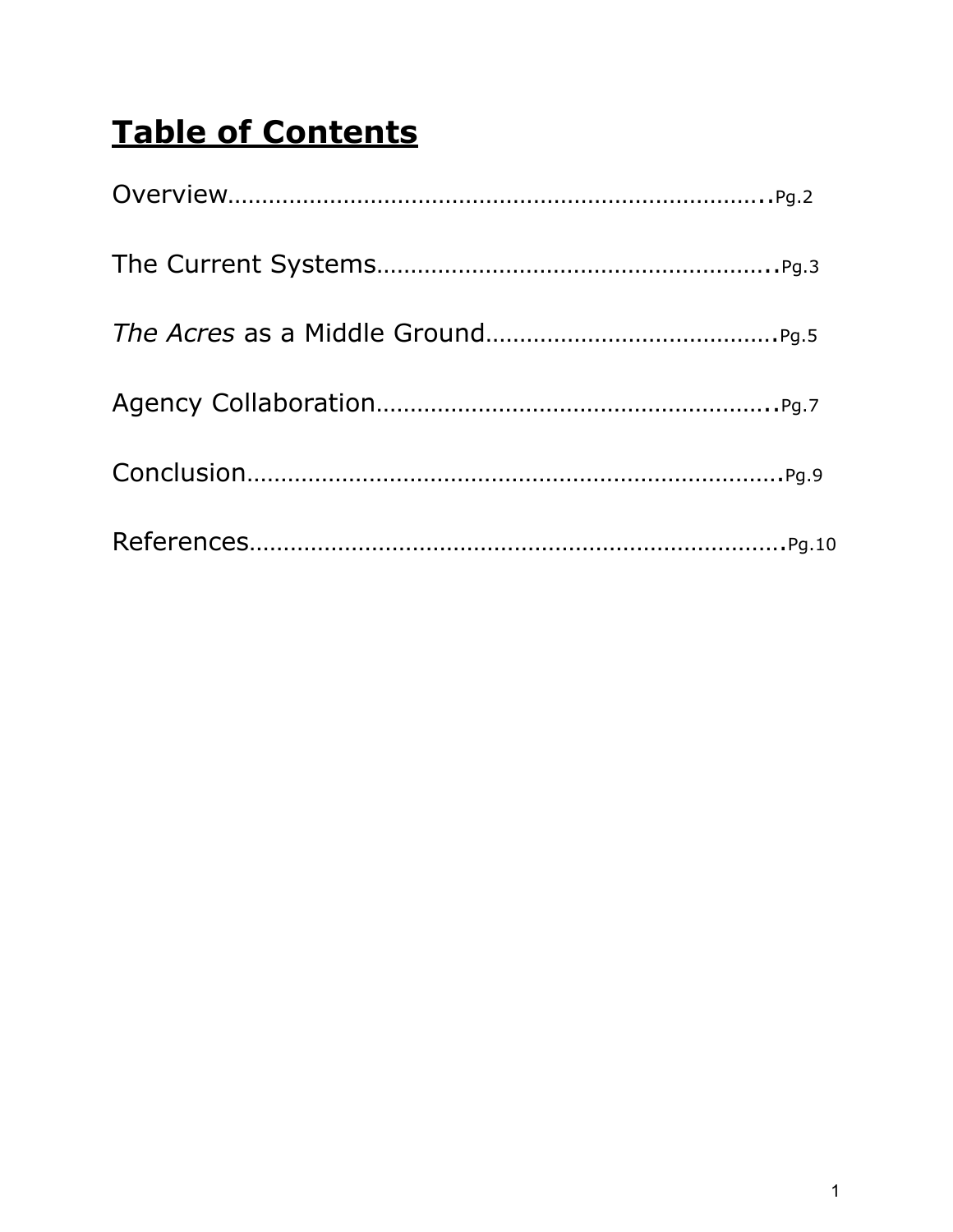# **Table of Contents**

Overview…………………………………………………………………..Pg.2

The Current Systems…………………………………………………..Pg.3

*The Acres* as a Middle Ground……………………………………..Pg.5

Agency Collaboration…………………………………………………..Pg.7

Conclusion……………………………………………………………….Pg.9

References……………………………………………………………….Pg.10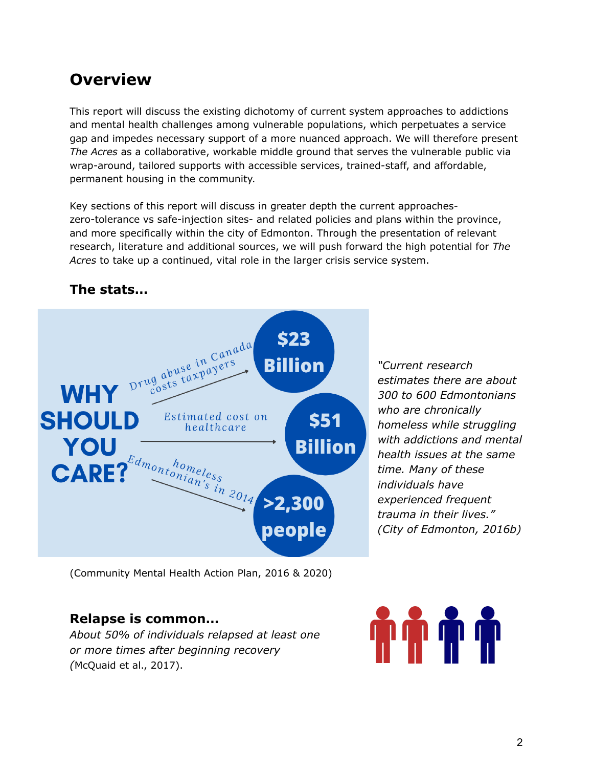## Overview

This report will discuss the existing dichotomy of current system approaches to addictions and mental health challenges among vulnerable populations, which perpetuates a service gap and impedes necessary support of a more nuanced approach. We will therefore present *The Acres* as a collaborative, workable middle ground that serves the vulnerable public via wrap-around, tailored supports with accessible services, trained-staff, and affordable, permanent housing in the community.

Key sections of this report will discuss in greater depth the current approaches- zero-tolerance vs safe-injection sites- and related policies and plans within the province, and more specifically within the city of Edmonton. Through the presentation of relevant research, literature and additional sources, we will push forward the high potential for *The Acres* to take up a continued, vital role in the larger crisis service system.

### The stats...

**WHY SHOULD YOU CARE?**

- Drug abuse in Canada costs taxpayers → **$23 Billion**
- Estimated cost on healthcare → **$51 Billion**
- Edmontonian's homeless in 2014 → **>2,300 people**

(Community Mental Health Action Plan, 2016 & 2020)

*"Current research estimates there are about 300 to 600 Edmontonians who are chronically homeless while struggling with addictions and mental health issues at the same time. Many of these individuals have experienced frequent trauma in their lives." (City of Edmonton, 2016b)*

### Relapse is common...

*About 50% of individuals relapsed at least one or more times after beginning recovery (*McQuaid et al., 2017).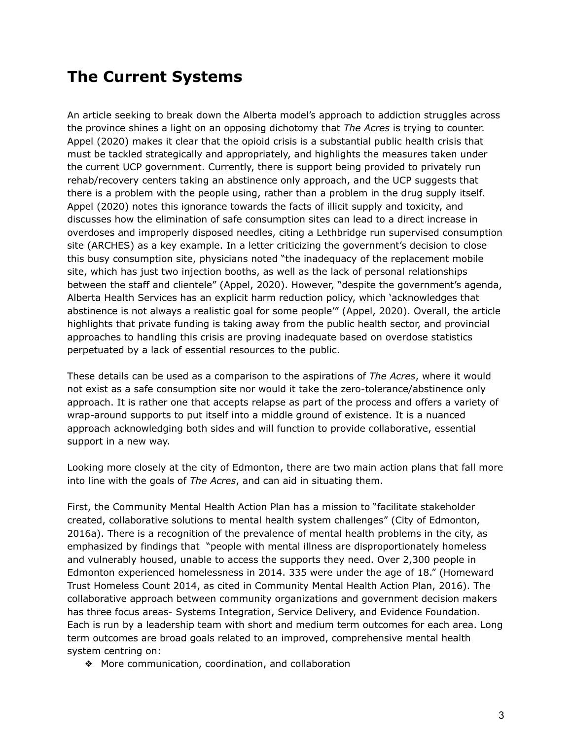## The Current Systems

An article seeking to break down the Alberta model's approach to addiction struggles across the province shines a light on an opposing dichotomy that *The Acres* is trying to counter. Appel (2020) makes it clear that the opioid crisis is a substantial public health crisis that must be tackled strategically and appropriately, and highlights the measures taken under the current UCP government. Currently, there is support being provided to privately run rehab/recovery centers taking an abstinence only approach, and the UCP suggests that there is a problem with the people using, rather than a problem in the drug supply itself. Appel (2020) notes this ignorance towards the facts of illicit supply and toxicity, and discusses how the elimination of safe consumption sites can lead to a direct increase in overdoses and improperly disposed needles, citing a Lethbridge run supervised consumption site (ARCHES) as a key example. In a letter criticizing the government's decision to close this busy consumption site, physicians noted "the inadequacy of the replacement mobile site, which has just two injection booths, as well as the lack of personal relationships between the staff and clientele" (Appel, 2020). However, "despite the government's agenda, Alberta Health Services has an explicit harm reduction policy, which 'acknowledges that abstinence is not always a realistic goal for some people'" (Appel, 2020). Overall, the article highlights that private funding is taking away from the public health sector, and provincial approaches to handling this crisis are proving inadequate based on overdose statistics perpetuated by a lack of essential resources to the public.

These details can be used as a comparison to the aspirations of *The Acres*, where it would not exist as a safe consumption site nor would it take the zero-tolerance/abstinence only approach. It is rather one that accepts relapse as part of the process and offers a variety of wrap-around supports to put itself into a middle ground of existence. It is a nuanced approach acknowledging both sides and will function to provide collaborative, essential support in a new way.

Looking more closely at the city of Edmonton, there are two main action plans that fall more into line with the goals of *The Acres*, and can aid in situating them.

First, the Community Mental Health Action Plan has a mission to "facilitate stakeholder created, collaborative solutions to mental health system challenges" (City of Edmonton, 2016a). There is a recognition of the prevalence of mental health problems in the city, as emphasized by findings that "people with mental illness are disproportionately homeless and vulnerably housed, unable to access the supports they need. Over 2,300 people in Edmonton experienced homelessness in 2014. 335 were under the age of 18." (Homeward Trust Homeless Count 2014, as cited in Community Mental Health Action Plan, 2016). The collaborative approach between community organizations and government decision makers has three focus areas- Systems Integration, Service Delivery, and Evidence Foundation. Each is run by a leadership team with short and medium term outcomes for each area. Long term outcomes are broad goals related to an improved, comprehensive mental health system centring on:

- More communication, coordination, and collaboration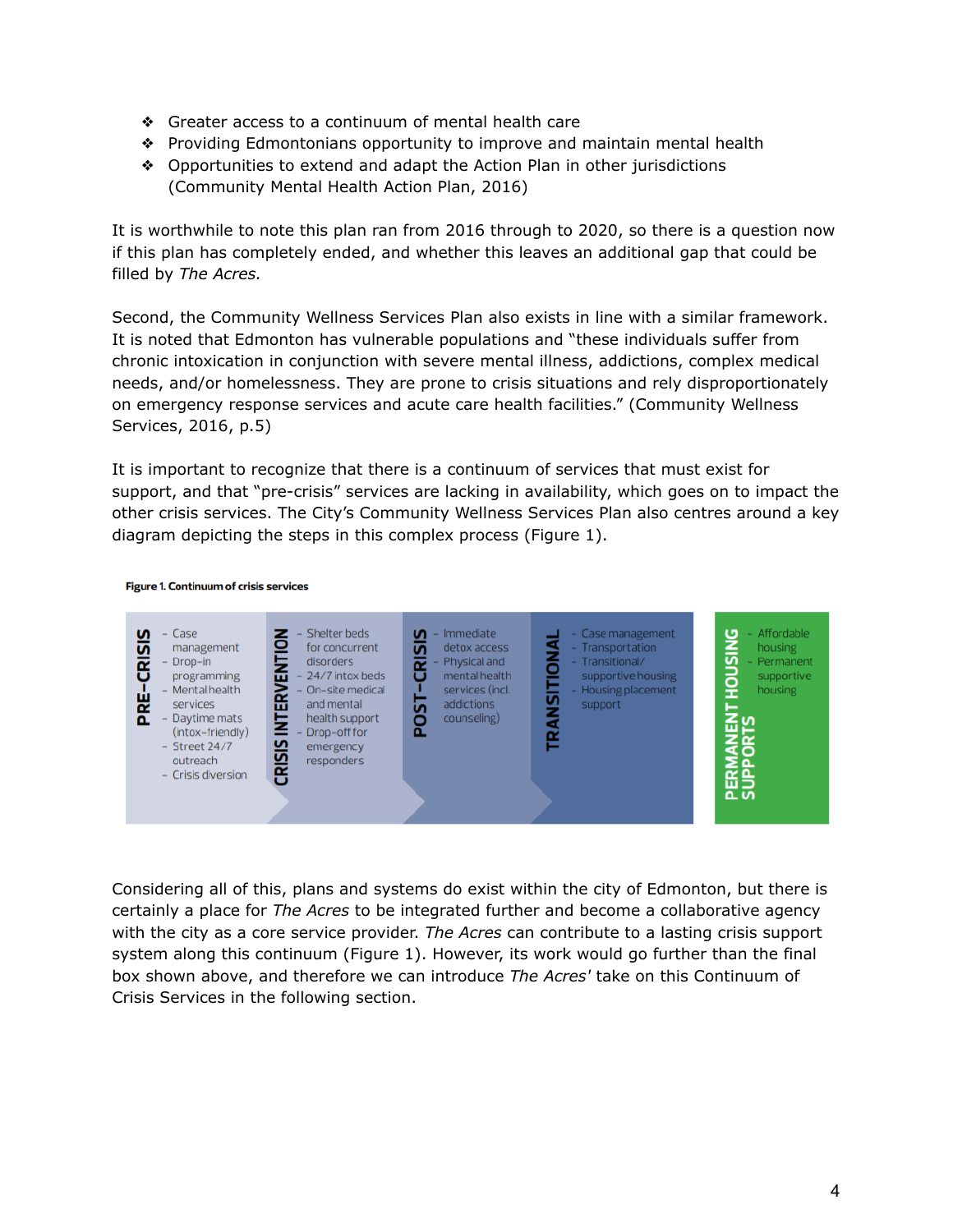- ❖ Greater access to a continuum of mental health care
- ❖ Providing Edmontonians opportunity to improve and maintain mental health
- ❖ Opportunities to extend and adapt the Action Plan in other jurisdictions (Community Mental Health Action Plan, 2016)

It is worthwhile to note this plan ran from 2016 through to 2020, so there is a question now if this plan has completely ended, and whether this leaves an additional gap that could be filled by *The Acres.*

Second, the Community Wellness Services Plan also exists in line with a similar framework. It is noted that Edmonton has vulnerable populations and "these individuals suffer from chronic intoxication in conjunction with severe mental illness, addictions, complex medical needs, and/or homelessness. They are prone to crisis situations and rely disproportionately on emergency response services and acute care health facilities." (Community Wellness Services, 2016, p.5)

It is important to recognize that there is a continuum of services that must exist for support, and that "pre-crisis" services are lacking in availability, which goes on to impact the other crisis services. The City's Community Wellness Services Plan also centres around a key diagram depicting the steps in this complex process (Figure 1).

**Figure 1. Continuum of crisis services**

| PRE-CRISIS | CRISIS INTERVENTION | POST-CRISIS | TRANSITIONAL | PERMANENT HOUSING SUPPORTS |
|---|---|---|---|---|
| - Case management<br>- Drop-in programming<br>- Mental health services<br>- Daytime mats (intox-friendly)<br>- Street 24/7 outreach<br>- Crisis diversion | - Shelter beds for concurrent disorders<br>- 24/7 intox beds<br>- On-site medical and mental health support<br>- Drop-off for emergency responders | - Immediate detox access<br>- Physical and mental health services (incl. addictions counseling) | - Case management<br>- Transportation<br>- Transitional/ supportive housing<br>- Housing placement support | - Affordable housing<br>- Permanent supportive housing |

Considering all of this, plans and systems do exist within the city of Edmonton, but there is certainly a place for *The Acres* to be integrated further and become a collaborative agency with the city as a core service provider. *The Acres* can contribute to a lasting crisis support system along this continuum (Figure 1). However, its work would go further than the final box shown above, and therefore we can introduce *The Acres'* take on this Continuum of Crisis Services in the following section.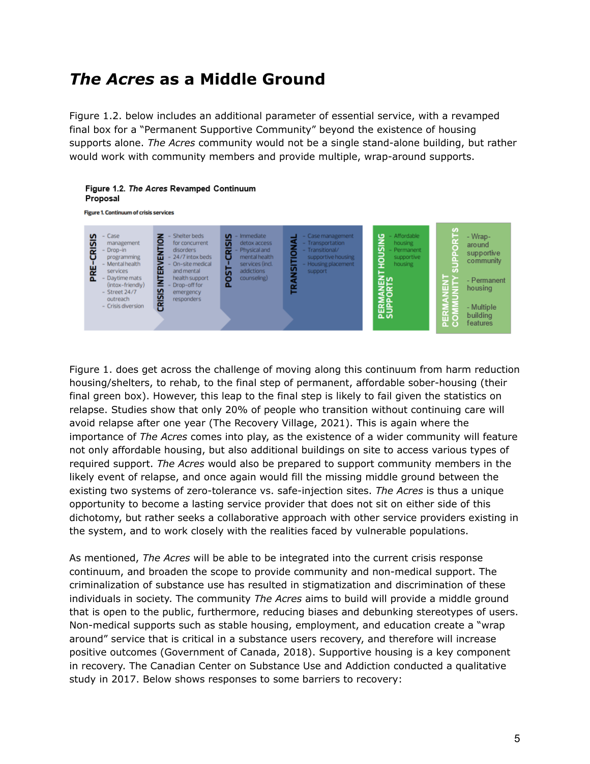## *The Acres* as a Middle Ground

Figure 1.2. below includes an additional parameter of essential service, with a revamped final box for a "Permanent Supportive Community" beyond the existence of housing supports alone. *The Acres* community would not be a single stand-alone building, but rather would work with community members and provide multiple, wrap-around supports.

**Figure 1.2.** ***The Acres*** **Revamped Continuum Proposal**

**Figure 1. Continuum of crisis services**

| PRE-CRISIS | CRISIS INTERVENTION | POST-CRISIS | TRANSITIONAL | PERMANENT HOUSING SUPPORTS | PERMANENT COMMUNITY SUPPORTS |
|---|---|---|---|---|---|
| - Case management<br>- Drop-in programming<br>- Mental health services<br>- Daytime mats (intox-friendly)<br>- Street 24/7 outreach<br>- Crisis diversion | - Shelter beds for concurrent disorders<br>- 24/7 intox beds<br>- On-site medical and mental health support<br>- Drop-off for emergency responders | - Immediate detox access<br>- Physical and mental health services (incl. addictions counseling) | - Case management<br>- Transportation<br>- Transitional/ supportive housing<br>- Housing placement support | - Affordable housing<br>- Permanent supportive housing | - Wrap-around supportive community<br>- Permanent housing<br>- Multiple building features |

Figure 1. does get across the challenge of moving along this continuum from harm reduction housing/shelters, to rehab, to the final step of permanent, affordable sober-housing (their final green box). However, this leap to the final step is likely to fail given the statistics on relapse. Studies show that only 20% of people who transition without continuing care will avoid relapse after one year (The Recovery Village, 2021). This is again where the importance of *The Acres* comes into play, as the existence of a wider community will feature not only affordable housing, but also additional buildings on site to access various types of required support. *The Acres* would also be prepared to support community members in the likely event of relapse, and once again would fill the missing middle ground between the existing two systems of zero-tolerance vs. safe-injection sites. *The Acres* is thus a unique opportunity to become a lasting service provider that does not sit on either side of this dichotomy, but rather seeks a collaborative approach with other service providers existing in the system, and to work closely with the realities faced by vulnerable populations.

As mentioned, *The Acres* will be able to be integrated into the current crisis response continuum, and broaden the scope to provide community and non-medical support. The criminalization of substance use has resulted in stigmatization and discrimination of these individuals in society. The community *The Acres* aims to build will provide a middle ground that is open to the public, furthermore, reducing biases and debunking stereotypes of users. Non-medical supports such as stable housing, employment, and education create a "wrap around" service that is critical in a substance users recovery, and therefore will increase positive outcomes (Government of Canada, 2018). Supportive housing is a key component in recovery. The Canadian Center on Substance Use and Addiction conducted a qualitative study in 2017. Below shows responses to some barriers to recovery: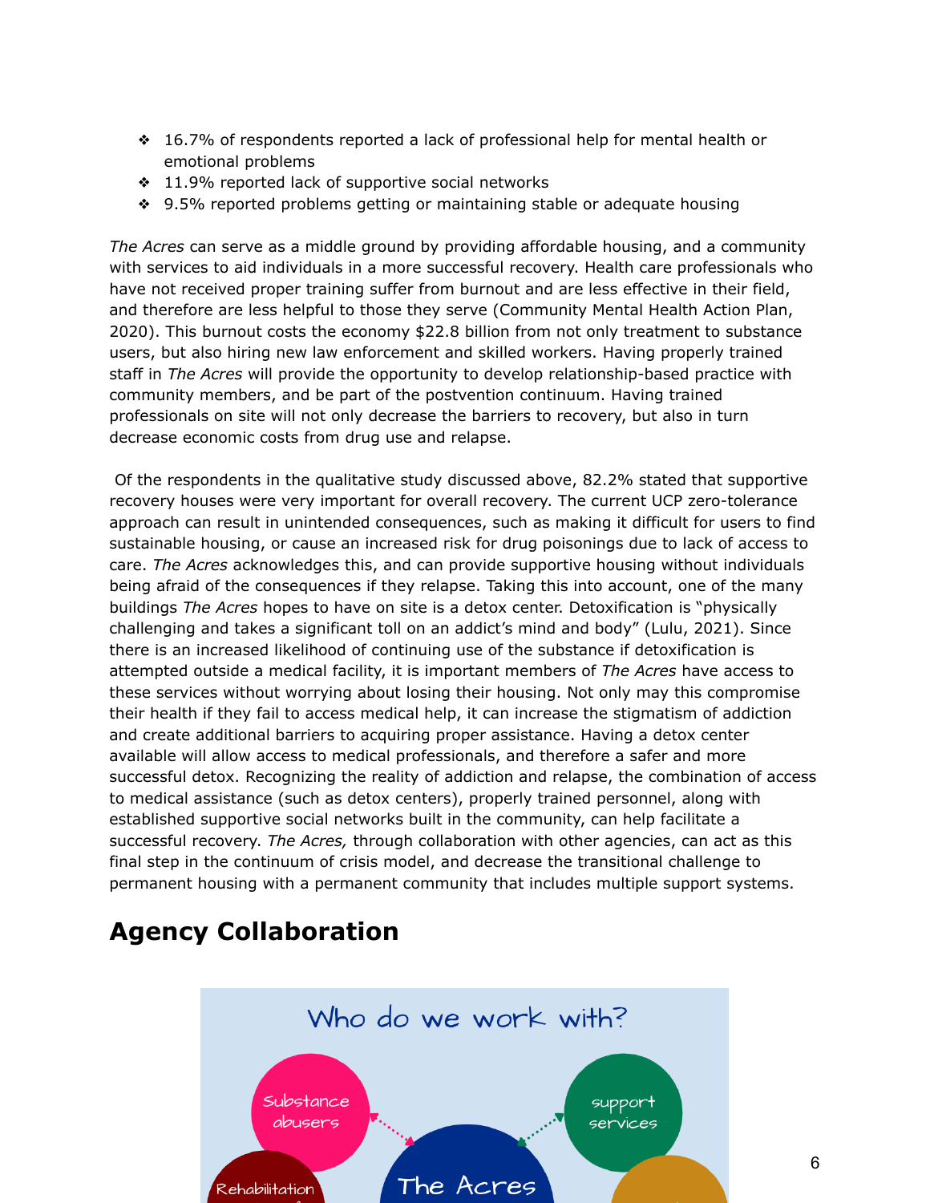- ❖ 16.7% of respondents reported a lack of professional help for mental health or emotional problems
- ❖ 11.9% reported lack of supportive social networks
- ❖ 9.5% reported problems getting or maintaining stable or adequate housing

*The Acres* can serve as a middle ground by providing affordable housing, and a community with services to aid individuals in a more successful recovery. Health care professionals who have not received proper training suffer from burnout and are less effective in their field, and therefore are less helpful to those they serve (Community Mental Health Action Plan, 2020). This burnout costs the economy $22.8 billion from not only treatment to substance users, but also hiring new law enforcement and skilled workers. Having properly trained staff in *The Acres* will provide the opportunity to develop relationship-based practice with community members, and be part of the postvention continuum. Having trained professionals on site will not only decrease the barriers to recovery, but also in turn decrease economic costs from drug use and relapse.

Of the respondents in the qualitative study discussed above, 82.2% stated that supportive recovery houses were very important for overall recovery. The current UCP zero-tolerance approach can result in unintended consequences, such as making it difficult for users to find sustainable housing, or cause an increased risk for drug poisonings due to lack of access to care. *The Acres* acknowledges this, and can provide supportive housing without individuals being afraid of the consequences if they relapse. Taking this into account, one of the many buildings *The Acres* hopes to have on site is a detox center. Detoxification is "physically challenging and takes a significant toll on an addict's mind and body" (Lulu, 2021). Since there is an increased likelihood of continuing use of the substance if detoxification is attempted outside a medical facility, it is important members of *The Acres* have access to these services without worrying about losing their housing. Not only may this compromise their health if they fail to access medical help, it can increase the stigmatism of addiction and create additional barriers to acquiring proper assistance. Having a detox center available will allow access to medical professionals, and therefore a safer and more successful detox. Recognizing the reality of addiction and relapse, the combination of access to medical assistance (such as detox centers), properly trained personnel, along with established supportive social networks built in the community, can help facilitate a successful recovery. *The Acres,* through collaboration with other agencies, can act as this final step in the continuum of crisis model, and decrease the transitional challenge to permanent housing with a permanent community that includes multiple support systems.

## Agency Collaboration

Who do we work with?

Substance abusers

support services

The Acres

Rehabilitation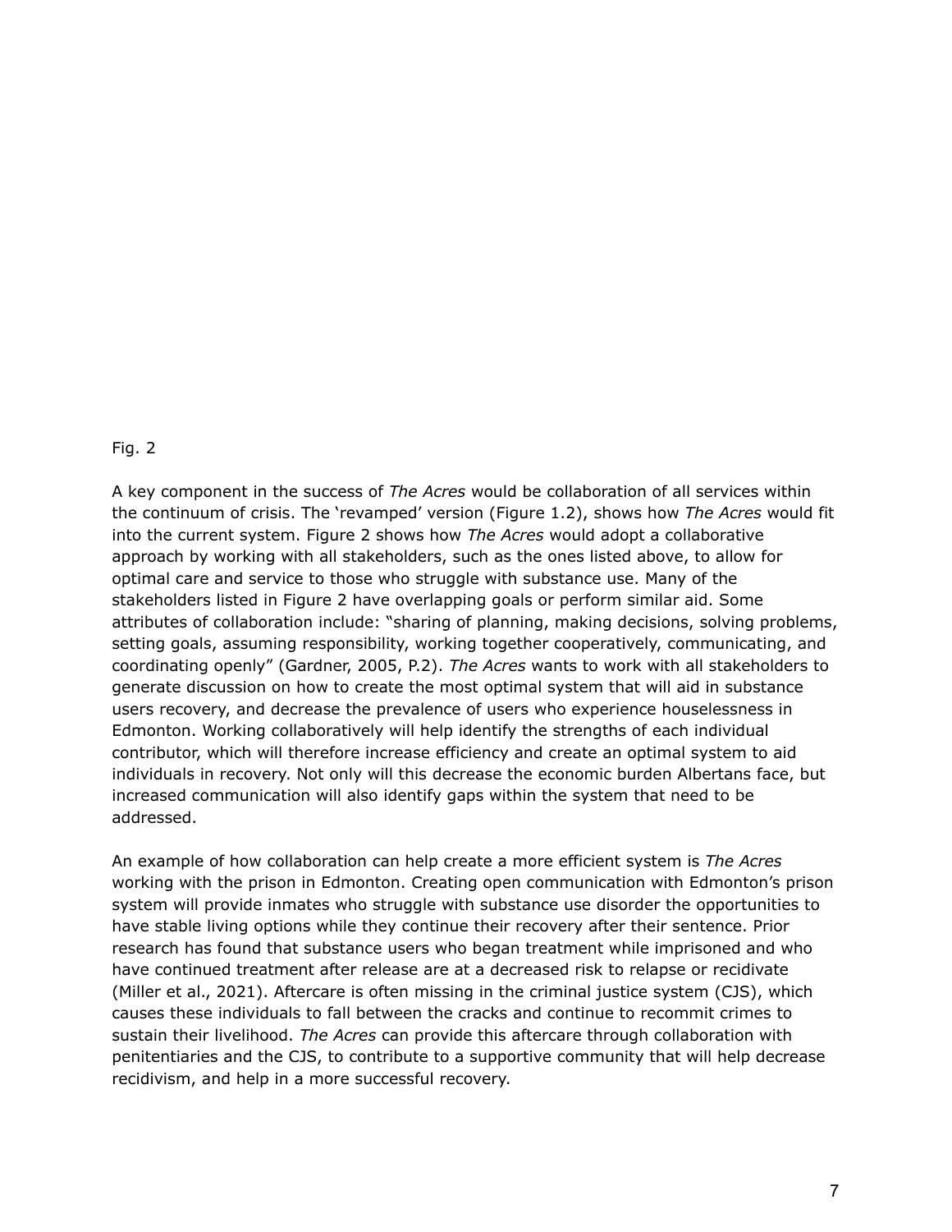Fig. 2

A key component in the success of *The Acres* would be collaboration of all services within the continuum of crisis. The 'revamped' version (Figure 1.2), shows how *The Acres* would fit into the current system. Figure 2 shows how *The Acres* would adopt a collaborative approach by working with all stakeholders, such as the ones listed above, to allow for optimal care and service to those who struggle with substance use. Many of the stakeholders listed in Figure 2 have overlapping goals or perform similar aid. Some attributes of collaboration include: "sharing of planning, making decisions, solving problems, setting goals, assuming responsibility, working together cooperatively, communicating, and coordinating openly" (Gardner, 2005, P.2). *The Acres* wants to work with all stakeholders to generate discussion on how to create the most optimal system that will aid in substance users recovery, and decrease the prevalence of users who experience houselessness in Edmonton. Working collaboratively will help identify the strengths of each individual contributor, which will therefore increase efficiency and create an optimal system to aid individuals in recovery. Not only will this decrease the economic burden Albertans face, but increased communication will also identify gaps within the system that need to be addressed.

An example of how collaboration can help create a more efficient system is *The Acres* working with the prison in Edmonton. Creating open communication with Edmonton's prison system will provide inmates who struggle with substance use disorder the opportunities to have stable living options while they continue their recovery after their sentence. Prior research has found that substance users who began treatment while imprisoned and who have continued treatment after release are at a decreased risk to relapse or recidivate (Miller et al., 2021). Aftercare is often missing in the criminal justice system (CJS), which causes these individuals to fall between the cracks and continue to recommit crimes to sustain their livelihood. *The Acres* can provide this aftercare through collaboration with penitentiaries and the CJS, to contribute to a supportive community that will help decrease recidivism, and help in a more successful recovery.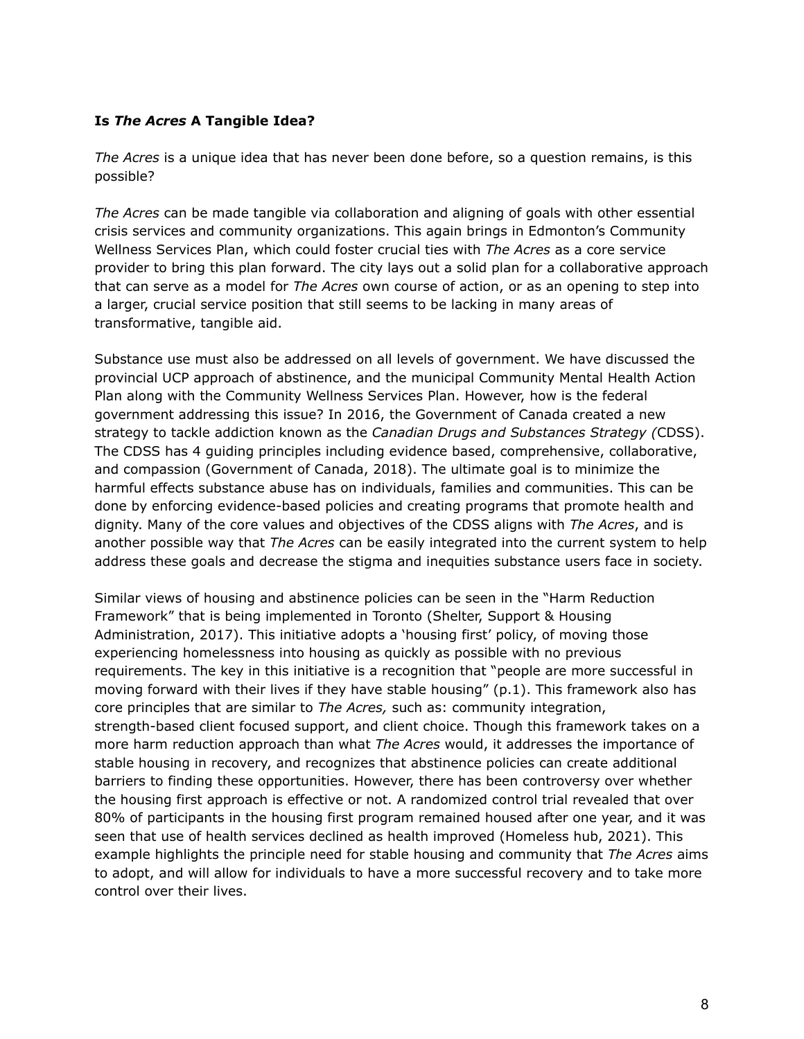**Is *The Acres* A Tangible Idea?**

*The Acres* is a unique idea that has never been done before, so a question remains, is this possible?

*The Acres* can be made tangible via collaboration and aligning of goals with other essential crisis services and community organizations. This again brings in Edmonton's Community Wellness Services Plan, which could foster crucial ties with *The Acres* as a core service provider to bring this plan forward. The city lays out a solid plan for a collaborative approach that can serve as a model for *The Acres* own course of action, or as an opening to step into a larger, crucial service position that still seems to be lacking in many areas of transformative, tangible aid.

Substance use must also be addressed on all levels of government. We have discussed the provincial UCP approach of abstinence, and the municipal Community Mental Health Action Plan along with the Community Wellness Services Plan. However, how is the federal government addressing this issue? In 2016, the Government of Canada created a new strategy to tackle addiction known as the *Canadian Drugs and Substances Strategy (*CDSS). The CDSS has 4 guiding principles including evidence based, comprehensive, collaborative, and compassion (Government of Canada, 2018). The ultimate goal is to minimize the harmful effects substance abuse has on individuals, families and communities. This can be done by enforcing evidence-based policies and creating programs that promote health and dignity. Many of the core values and objectives of the CDSS aligns with *The Acres*, and is another possible way that *The Acres* can be easily integrated into the current system to help address these goals and decrease the stigma and inequities substance users face in society.

Similar views of housing and abstinence policies can be seen in the "Harm Reduction Framework" that is being implemented in Toronto (Shelter, Support & Housing Administration, 2017). This initiative adopts a 'housing first' policy, of moving those experiencing homelessness into housing as quickly as possible with no previous requirements. The key in this initiative is a recognition that "people are more successful in moving forward with their lives if they have stable housing" (p.1). This framework also has core principles that are similar to *The Acres,* such as: community integration, strength-based client focused support, and client choice. Though this framework takes on a more harm reduction approach than what *The Acres* would, it addresses the importance of stable housing in recovery, and recognizes that abstinence policies can create additional barriers to finding these opportunities. However, there has been controversy over whether the housing first approach is effective or not. A randomized control trial revealed that over 80% of participants in the housing first program remained housed after one year, and it was seen that use of health services declined as health improved (Homeless hub, 2021). This example highlights the principle need for stable housing and community that *The Acres* aims to adopt, and will allow for individuals to have a more successful recovery and to take more control over their lives.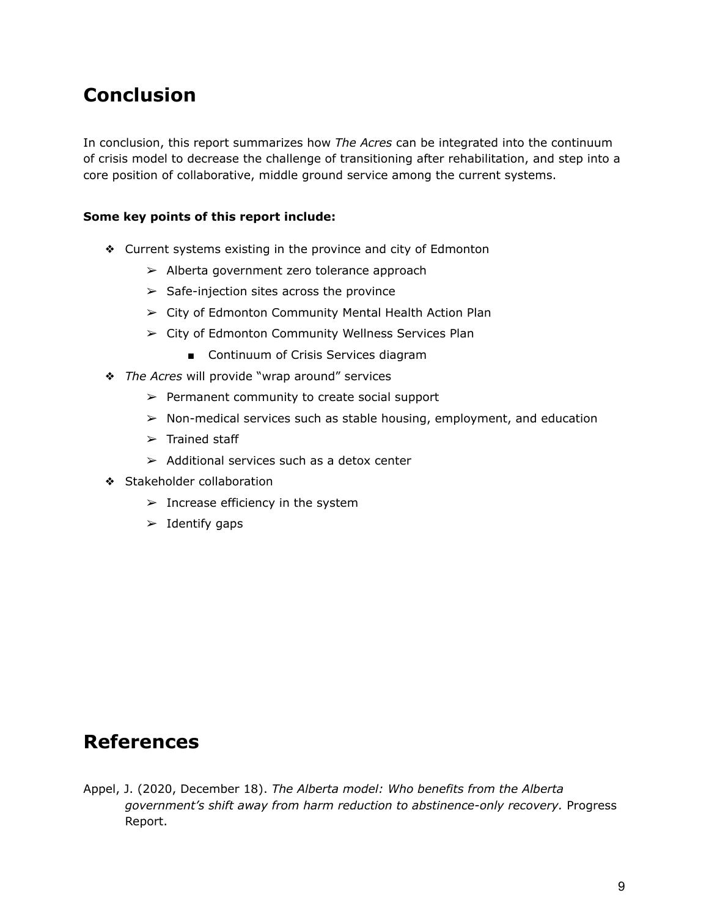## Conclusion

In conclusion, this report summarizes how *The Acres* can be integrated into the continuum of crisis model to decrease the challenge of transitioning after rehabilitation, and step into a core position of collaborative, middle ground service among the current systems.

**Some key points of this report include:**

- Current systems existing in the province and city of Edmonton
  - Alberta government zero tolerance approach
  - Safe-injection sites across the province
  - City of Edmonton Community Mental Health Action Plan
  - City of Edmonton Community Wellness Services Plan
    - Continuum of Crisis Services diagram
- *The Acres* will provide "wrap around" services
  - Permanent community to create social support
  - Non-medical services such as stable housing, employment, and education
  - Trained staff
  - Additional services such as a detox center
- Stakeholder collaboration
  - Increase efficiency in the system
  - Identify gaps

## References

Appel, J. (2020, December 18). *The Alberta model: Who benefits from the Alberta government's shift away from harm reduction to abstinence-only recovery.* Progress Report.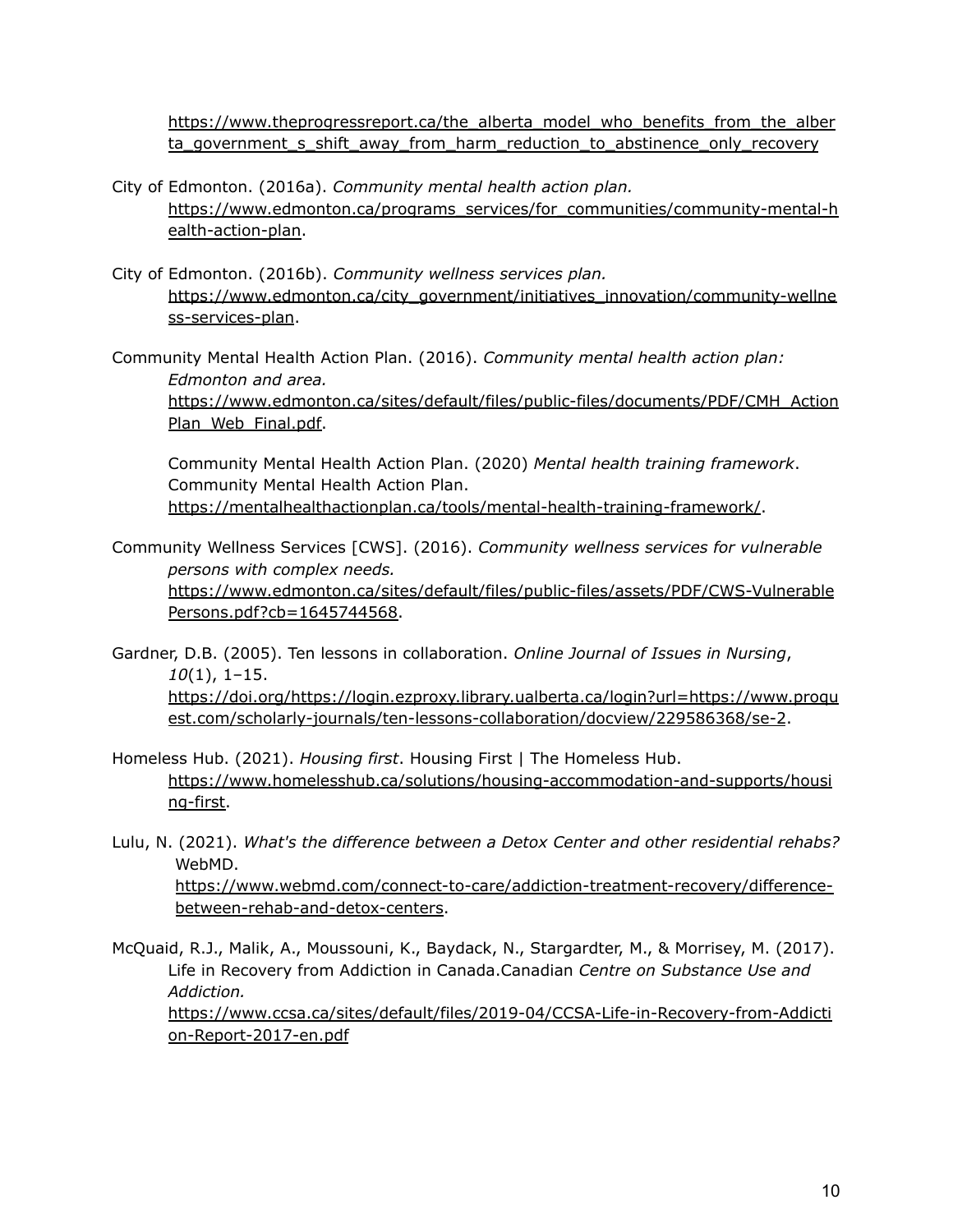https://www.theprogressreport.ca/the_alberta_model_who_benefits_from_the_alberta_government_s_shift_away_from_harm_reduction_to_abstinence_only_recovery

City of Edmonton. (2016a). *Community mental health action plan.* https://www.edmonton.ca/programs_services/for_communities/community-mental-health-action-plan.

City of Edmonton. (2016b). *Community wellness services plan.* https://www.edmonton.ca/city_government/initiatives_innovation/community-wellness-services-plan.

Community Mental Health Action Plan. (2016). *Community mental health action plan: Edmonton and area.* https://www.edmonton.ca/sites/default/files/public-files/documents/PDF/CMH_ActionPlan_Web_Final.pdf.

Community Mental Health Action Plan. (2020) *Mental health training framework*. Community Mental Health Action Plan. https://mentalhealthactionplan.ca/tools/mental-health-training-framework/.

Community Wellness Services [CWS]. (2016). *Community wellness services for vulnerable persons with complex needs.* https://www.edmonton.ca/sites/default/files/public-files/assets/PDF/CWS-VulnerablePersons.pdf?cb=1645744568.

Gardner, D.B. (2005). Ten lessons in collaboration. *Online Journal of Issues in Nursing*, *10*(1), 1–15. https://doi.org/https://login.ezproxy.library.ualberta.ca/login?url=https://www.proquest.com/scholarly-journals/ten-lessons-collaboration/docview/229586368/se-2.

Homeless Hub. (2021). *Housing first*. Housing First | The Homeless Hub. https://www.homelesshub.ca/solutions/housing-accommodation-and-supports/housing-first.

Lulu, N. (2021). *What's the difference between a Detox Center and other residential rehabs?* WebMD. https://www.webmd.com/connect-to-care/addiction-treatment-recovery/difference-between-rehab-and-detox-centers.

McQuaid, R.J., Malik, A., Moussouni, K., Baydack, N., Stargardter, M., & Morrisey, M. (2017). Life in Recovery from Addiction in Canada.Canadian *Centre on Substance Use and Addiction.* https://www.ccsa.ca/sites/default/files/2019-04/CCSA-Life-in-Recovery-from-Addiction-Report-2017-en.pdf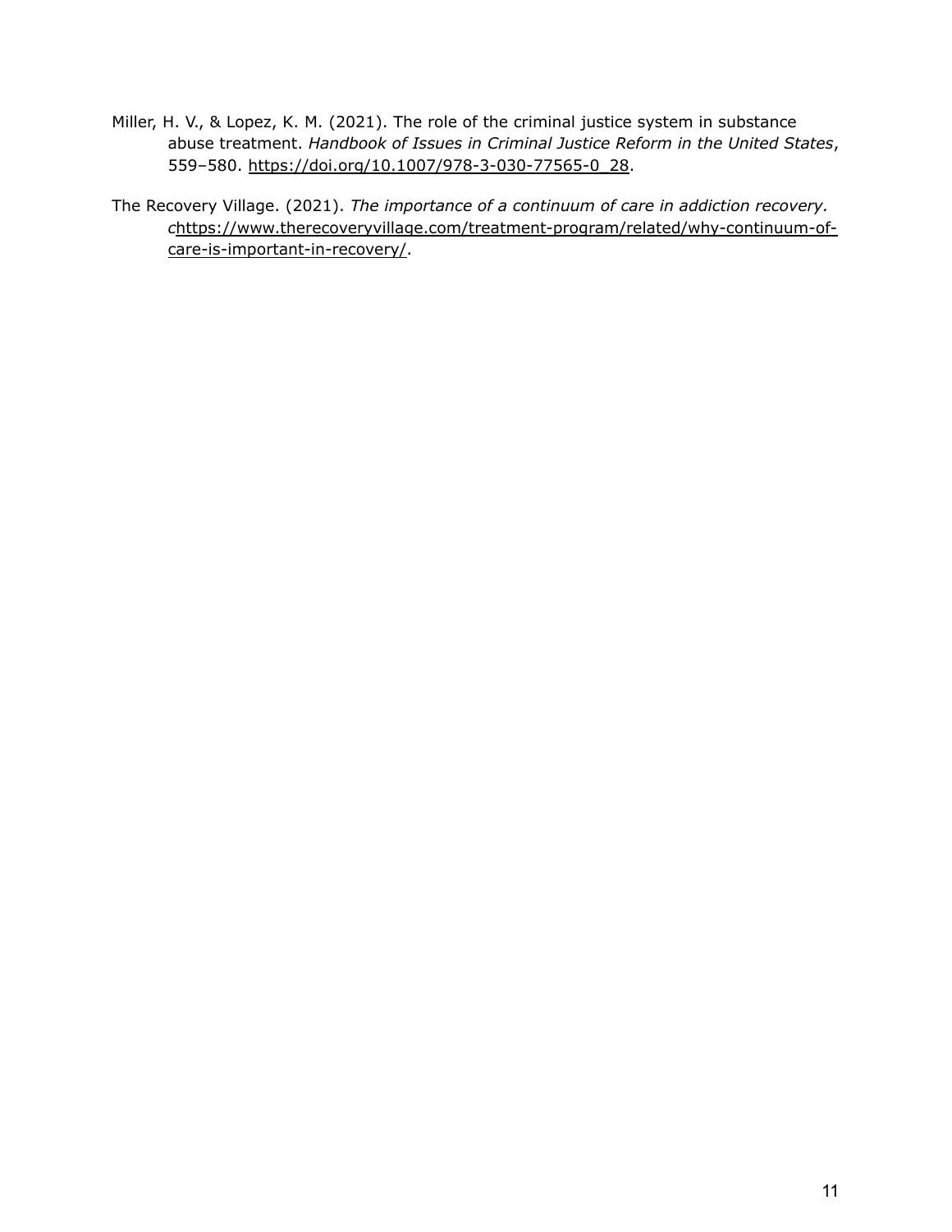Miller, H. V., & Lopez, K. M. (2021). The role of the criminal justice system in substance abuse treatment. *Handbook of Issues in Criminal Justice Reform in the United States*, 559–580. https://doi.org/10.1007/978-3-030-77565-0_28.

The Recovery Village. (2021). *The importance of a continuum of care in addiction recovery. c*https://www.therecoveryvillage.com/treatment-program/related/why-continuum-of-care-is-important-in-recovery/.